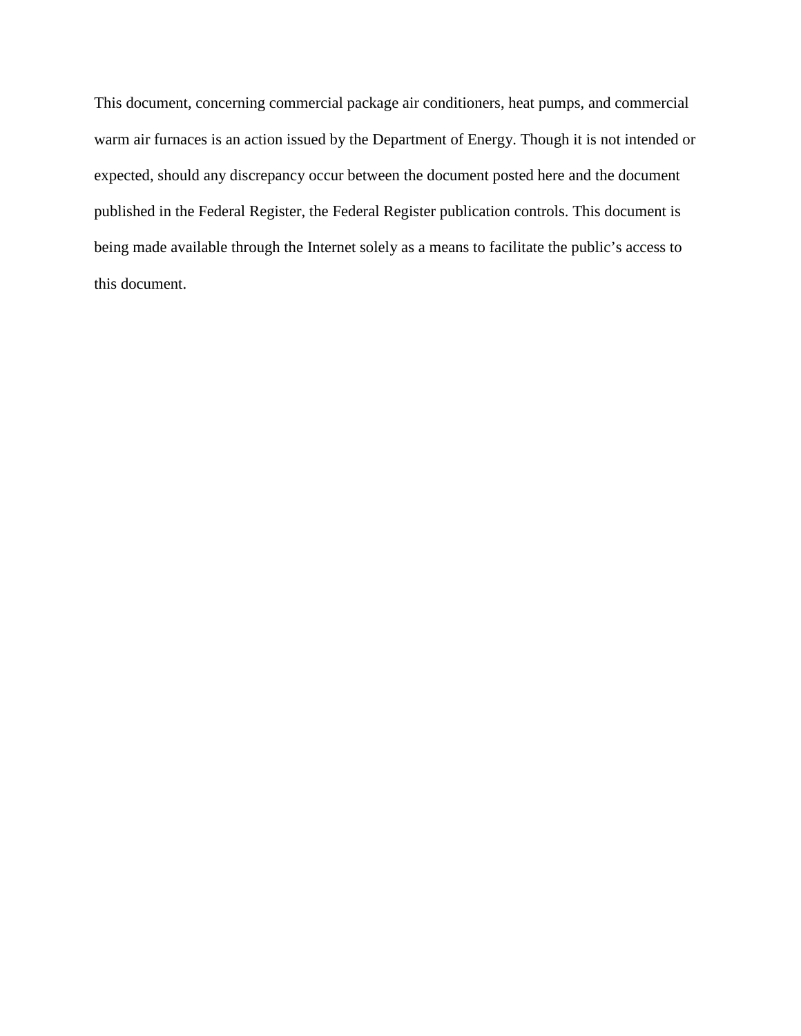This document, concerning commercial package air conditioners, heat pumps, and commercial warm air furnaces is an action issued by the Department of Energy. Though it is not intended or expected, should any discrepancy occur between the document posted here and the document published in the Federal Register, the Federal Register publication controls. This document is being made available through the Internet solely as a means to facilitate the public's access to this document.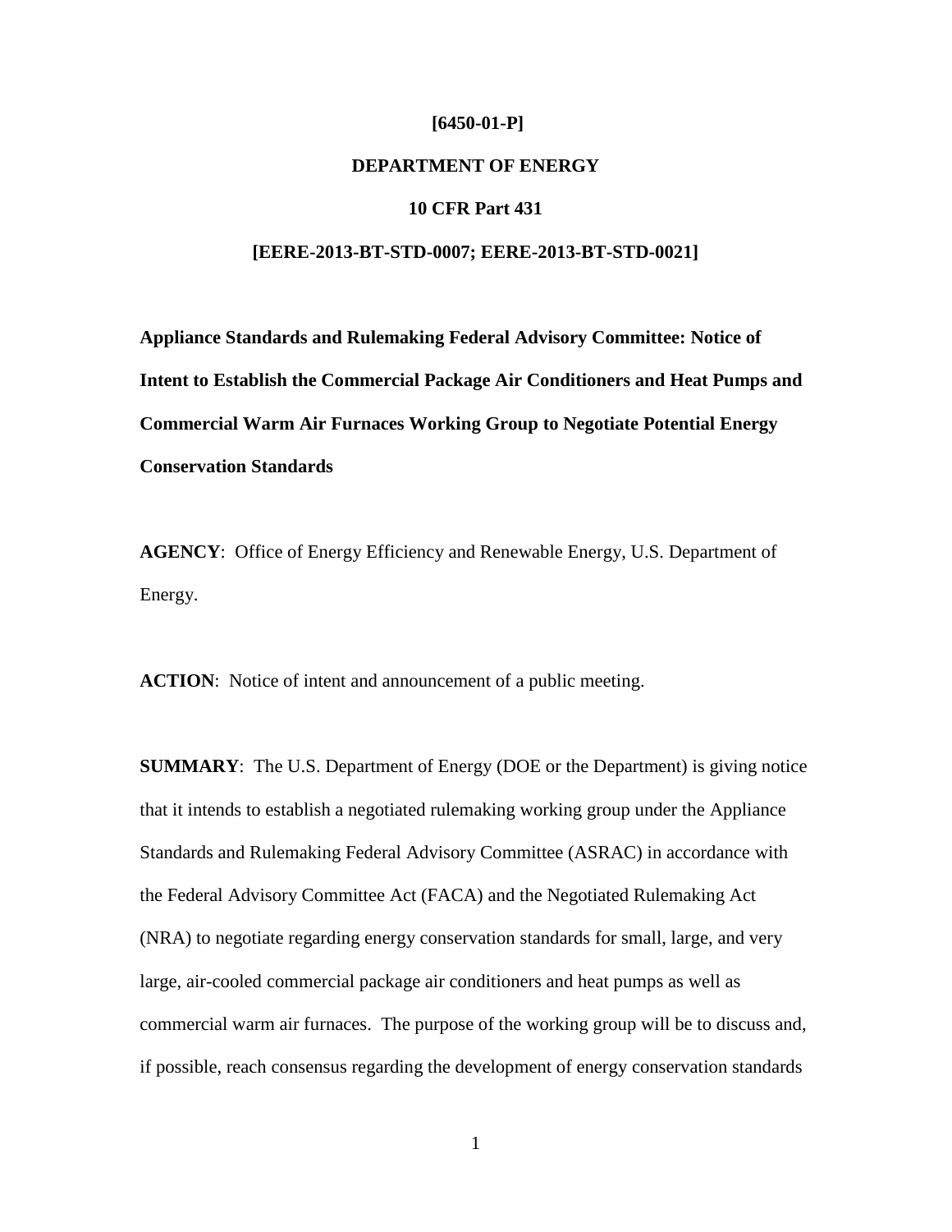**[6450-01-P]**

**DEPARTMENT OF ENERGY**

**10 CFR Part 431**

**[EERE-2013-BT-STD-0007; EERE-2013-BT-STD-0021]**

**Appliance Standards and Rulemaking Federal Advisory Committee: Notice of Intent to Establish the Commercial Package Air Conditioners and Heat Pumps and Commercial Warm Air Furnaces Working Group to Negotiate Potential Energy Conservation Standards**

**AGENCY**: Office of Energy Efficiency and Renewable Energy, U.S. Department of Energy.

**ACTION**: Notice of intent and announcement of a public meeting.

**SUMMARY**: The U.S. Department of Energy (DOE or the Department) is giving notice that it intends to establish a negotiated rulemaking working group under the Appliance Standards and Rulemaking Federal Advisory Committee (ASRAC) in accordance with the Federal Advisory Committee Act (FACA) and the Negotiated Rulemaking Act (NRA) to negotiate regarding energy conservation standards for small, large, and very large, air-cooled commercial package air conditioners and heat pumps as well as commercial warm air furnaces. The purpose of the working group will be to discuss and, if possible, reach consensus regarding the development of energy conservation standards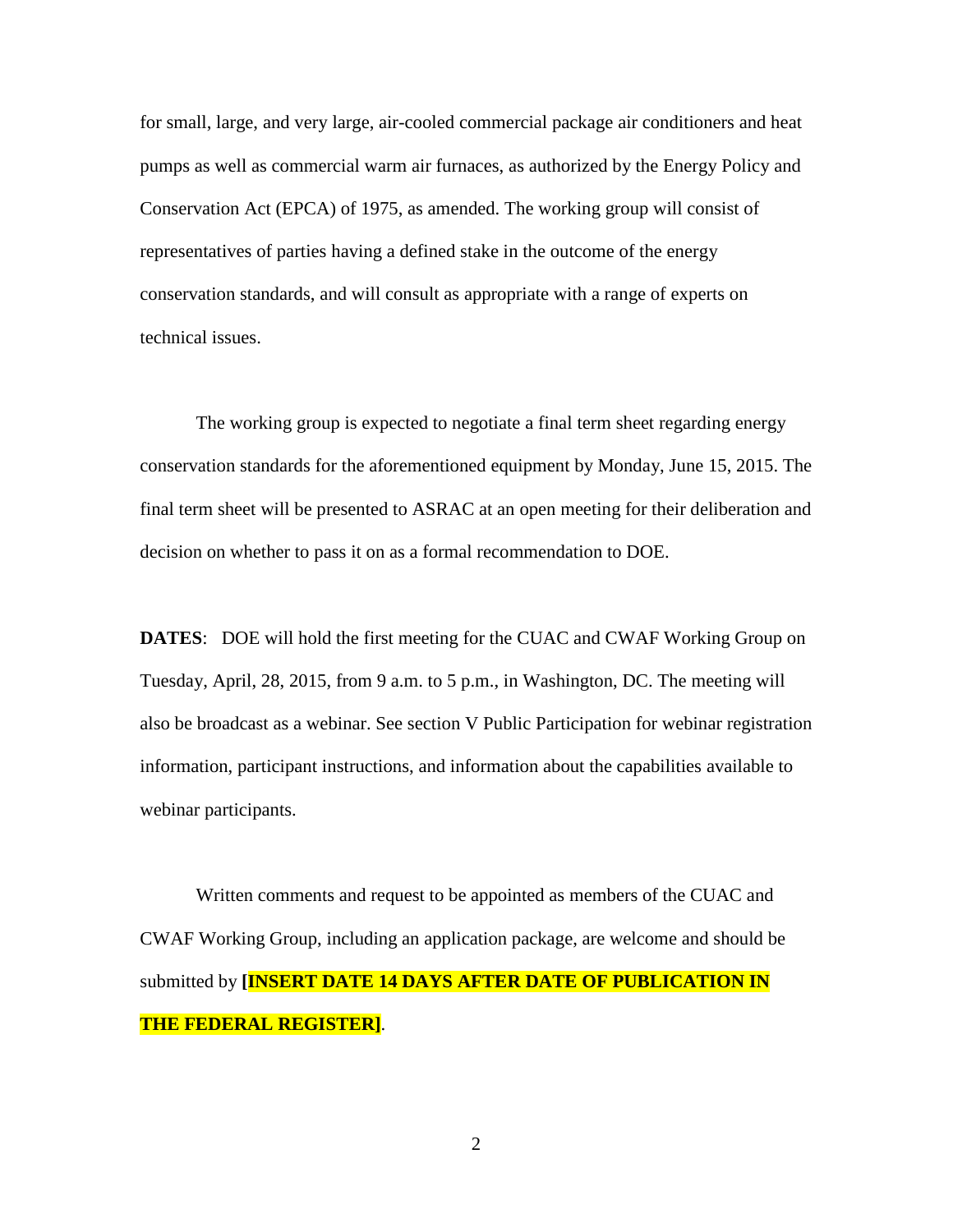for small, large, and very large, air-cooled commercial package air conditioners and heat pumps as well as commercial warm air furnaces, as authorized by the Energy Policy and Conservation Act (EPCA) of 1975, as amended. The working group will consist of representatives of parties having a defined stake in the outcome of the energy conservation standards, and will consult as appropriate with a range of experts on technical issues.

The working group is expected to negotiate a final term sheet regarding energy conservation standards for the aforementioned equipment by Monday, June 15, 2015. The final term sheet will be presented to ASRAC at an open meeting for their deliberation and decision on whether to pass it on as a formal recommendation to DOE.

**DATES**: DOE will hold the first meeting for the CUAC and CWAF Working Group on Tuesday, April, 28, 2015, from 9 a.m. to 5 p.m., in Washington, DC. The meeting will also be broadcast as a webinar. See section V Public Participation for webinar registration information, participant instructions, and information about the capabilities available to webinar participants.

Written comments and request to be appointed as members of the CUAC and CWAF Working Group, including an application package, are welcome and should be submitted by **[INSERT DATE 14 DAYS AFTER DATE OF PUBLICATION IN THE FEDERAL REGISTER]**.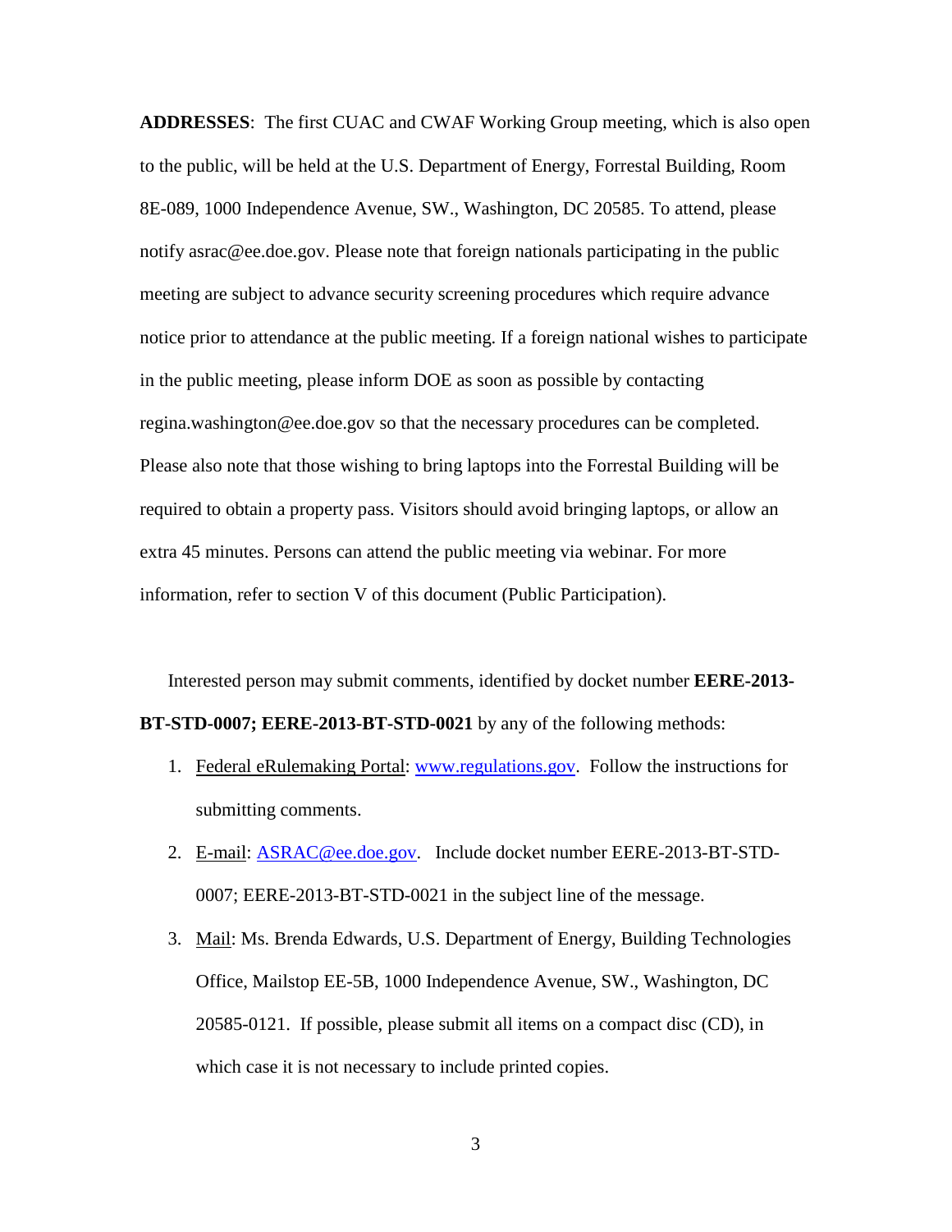**ADDRESSES**: The first CUAC and CWAF Working Group meeting, which is also open to the public, will be held at the U.S. Department of Energy, Forrestal Building, Room 8E-089, 1000 Independence Avenue, SW., Washington, DC 20585. To attend, please notify asrac@ee.doe.gov. Please note that foreign nationals participating in the public meeting are subject to advance security screening procedures which require advance notice prior to attendance at the public meeting. If a foreign national wishes to participate in the public meeting, please inform DOE as soon as possible by contacting regina.washington@ee.doe.gov so that the necessary procedures can be completed. Please also note that those wishing to bring laptops into the Forrestal Building will be required to obtain a property pass. Visitors should avoid bringing laptops, or allow an extra 45 minutes. Persons can attend the public meeting via webinar. For more information, refer to section V of this document (Public Participation).

Interested person may submit comments, identified by docket number **EERE-2013-BT-STD-0007; EERE-2013-BT-STD-0021** by any of the following methods:

1. Federal eRulemaking Portal: [www.regulations.gov](http://www.regulations.gov). Follow the instructions for submitting comments.
2. E-mail: [ASRAC@ee.doe.gov](mailto:ASRAC@ee.doe.gov). Include docket number EERE-2013-BT-STD-0007; EERE-2013-BT-STD-0021 in the subject line of the message.
3. Mail: Ms. Brenda Edwards, U.S. Department of Energy, Building Technologies Office, Mailstop EE-5B, 1000 Independence Avenue, SW., Washington, DC 20585-0121. If possible, please submit all items on a compact disc (CD), in which case it is not necessary to include printed copies.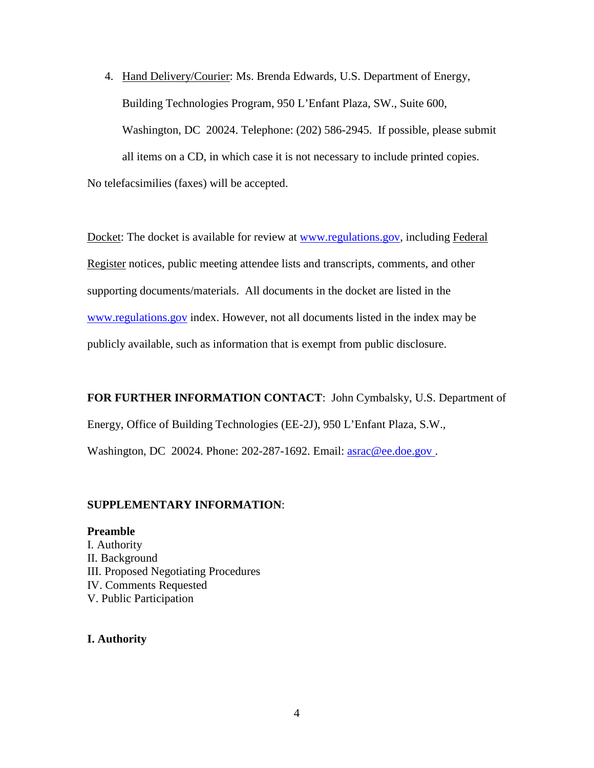4. Hand Delivery/Courier: Ms. Brenda Edwards, U.S. Department of Energy, Building Technologies Program, 950 L'Enfant Plaza, SW., Suite 600, Washington, DC 20024. Telephone: (202) 586-2945. If possible, please submit all items on a CD, in which case it is not necessary to include printed copies.

No telefacsimilies (faxes) will be accepted.

Docket: The docket is available for review at www.regulations.gov, including Federal Register notices, public meeting attendee lists and transcripts, comments, and other supporting documents/materials. All documents in the docket are listed in the www.regulations.gov index. However, not all documents listed in the index may be publicly available, such as information that is exempt from public disclosure.

**FOR FURTHER INFORMATION CONTACT**: John Cymbalsky, U.S. Department of Energy, Office of Building Technologies (EE-2J), 950 L'Enfant Plaza, S.W., Washington, DC 20024. Phone: 202-287-1692. Email: asrac@ee.doe.gov.

**SUPPLEMENTARY INFORMATION**:

**Preamble**

I. Authority
II. Background
III. Proposed Negotiating Procedures
IV. Comments Requested
V. Public Participation

**I. Authority**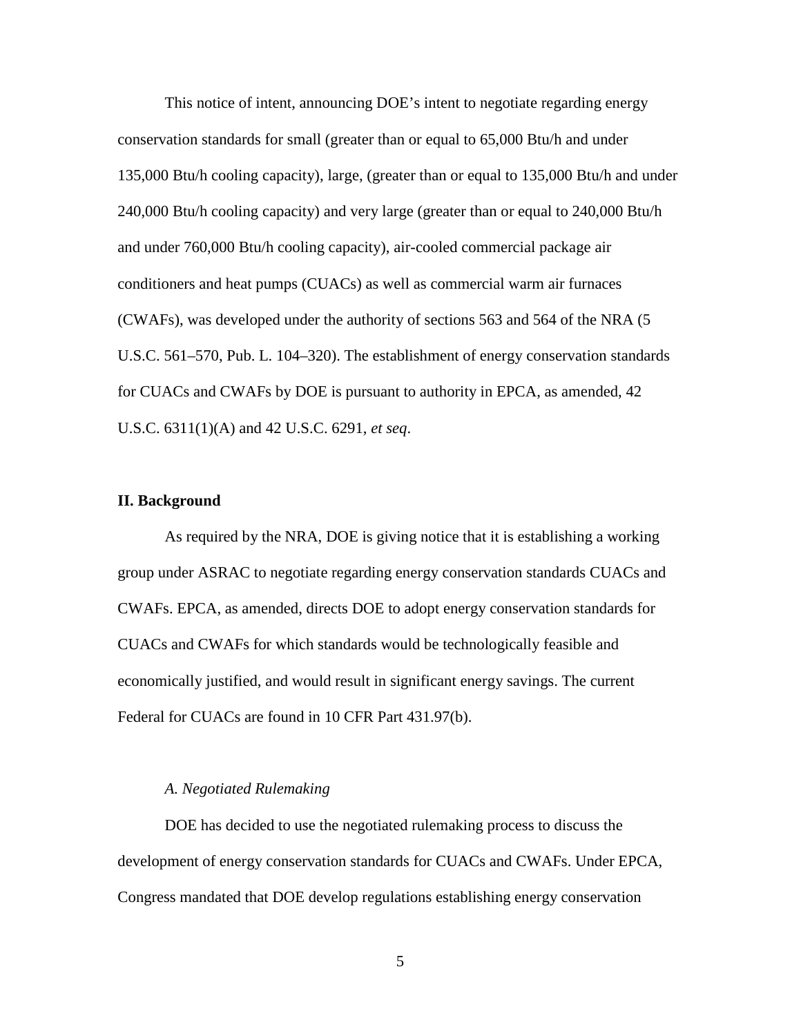This notice of intent, announcing DOE's intent to negotiate regarding energy conservation standards for small (greater than or equal to 65,000 Btu/h and under 135,000 Btu/h cooling capacity), large, (greater than or equal to 135,000 Btu/h and under 240,000 Btu/h cooling capacity) and very large (greater than or equal to 240,000 Btu/h and under 760,000 Btu/h cooling capacity), air-cooled commercial package air conditioners and heat pumps (CUACs) as well as commercial warm air furnaces (CWAFs), was developed under the authority of sections 563 and 564 of the NRA (5 U.S.C. 561–570, Pub. L. 104–320). The establishment of energy conservation standards for CUACs and CWAFs by DOE is pursuant to authority in EPCA, as amended, 42 U.S.C. 6311(1)(A) and 42 U.S.C. 6291, *et seq*.

## II. Background

As required by the NRA, DOE is giving notice that it is establishing a working group under ASRAC to negotiate regarding energy conservation standards CUACs and CWAFs. EPCA, as amended, directs DOE to adopt energy conservation standards for CUACs and CWAFs for which standards would be technologically feasible and economically justified, and would result in significant energy savings. The current Federal for CUACs are found in 10 CFR Part 431.97(b).

### *A. Negotiated Rulemaking*

DOE has decided to use the negotiated rulemaking process to discuss the development of energy conservation standards for CUACs and CWAFs. Under EPCA, Congress mandated that DOE develop regulations establishing energy conservation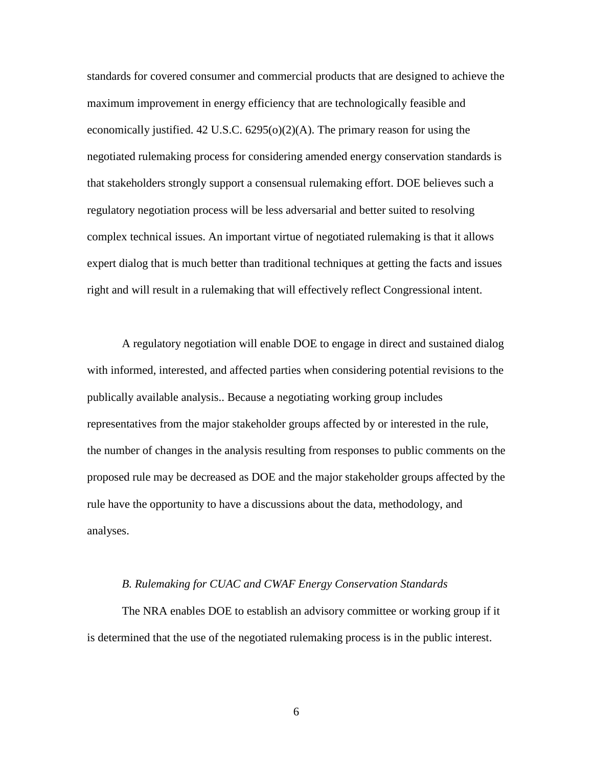standards for covered consumer and commercial products that are designed to achieve the maximum improvement in energy efficiency that are technologically feasible and economically justified. 42 U.S.C. 6295(o)(2)(A). The primary reason for using the negotiated rulemaking process for considering amended energy conservation standards is that stakeholders strongly support a consensual rulemaking effort. DOE believes such a regulatory negotiation process will be less adversarial and better suited to resolving complex technical issues. An important virtue of negotiated rulemaking is that it allows expert dialog that is much better than traditional techniques at getting the facts and issues right and will result in a rulemaking that will effectively reflect Congressional intent.

A regulatory negotiation will enable DOE to engage in direct and sustained dialog with informed, interested, and affected parties when considering potential revisions to the publically available analysis.. Because a negotiating working group includes representatives from the major stakeholder groups affected by or interested in the rule, the number of changes in the analysis resulting from responses to public comments on the proposed rule may be decreased as DOE and the major stakeholder groups affected by the rule have the opportunity to have a discussions about the data, methodology, and analyses.

### *B. Rulemaking for CUAC and CWAF Energy Conservation Standards*

The NRA enables DOE to establish an advisory committee or working group if it is determined that the use of the negotiated rulemaking process is in the public interest.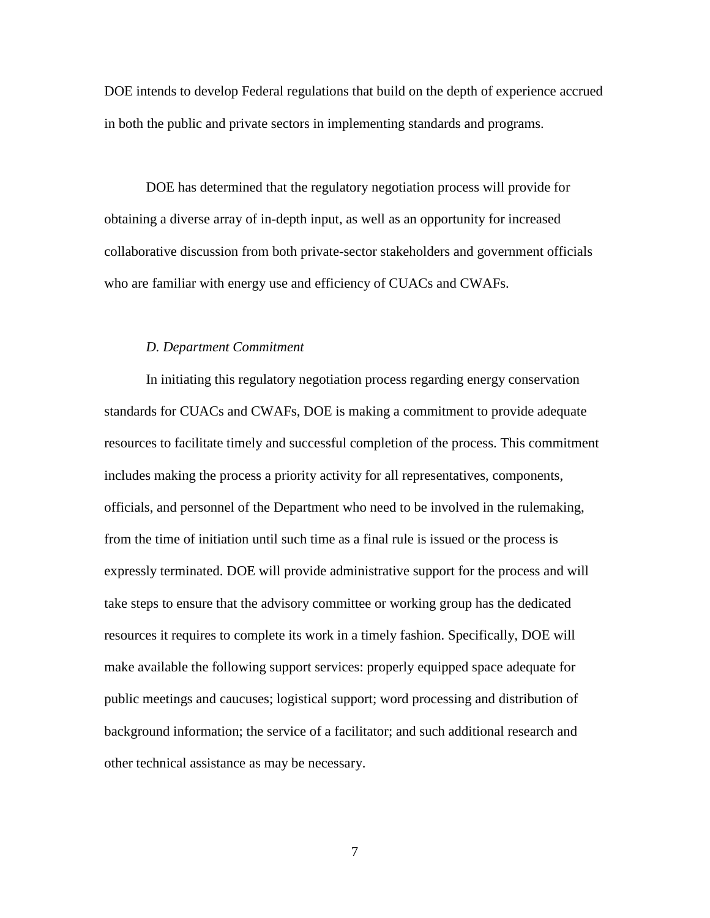DOE intends to develop Federal regulations that build on the depth of experience accrued in both the public and private sectors in implementing standards and programs.

DOE has determined that the regulatory negotiation process will provide for obtaining a diverse array of in-depth input, as well as an opportunity for increased collaborative discussion from both private-sector stakeholders and government officials who are familiar with energy use and efficiency of CUACs and CWAFs.

*D. Department Commitment*

In initiating this regulatory negotiation process regarding energy conservation standards for CUACs and CWAFs, DOE is making a commitment to provide adequate resources to facilitate timely and successful completion of the process. This commitment includes making the process a priority activity for all representatives, components, officials, and personnel of the Department who need to be involved in the rulemaking, from the time of initiation until such time as a final rule is issued or the process is expressly terminated. DOE will provide administrative support for the process and will take steps to ensure that the advisory committee or working group has the dedicated resources it requires to complete its work in a timely fashion. Specifically, DOE will make available the following support services: properly equipped space adequate for public meetings and caucuses; logistical support; word processing and distribution of background information; the service of a facilitator; and such additional research and other technical assistance as may be necessary.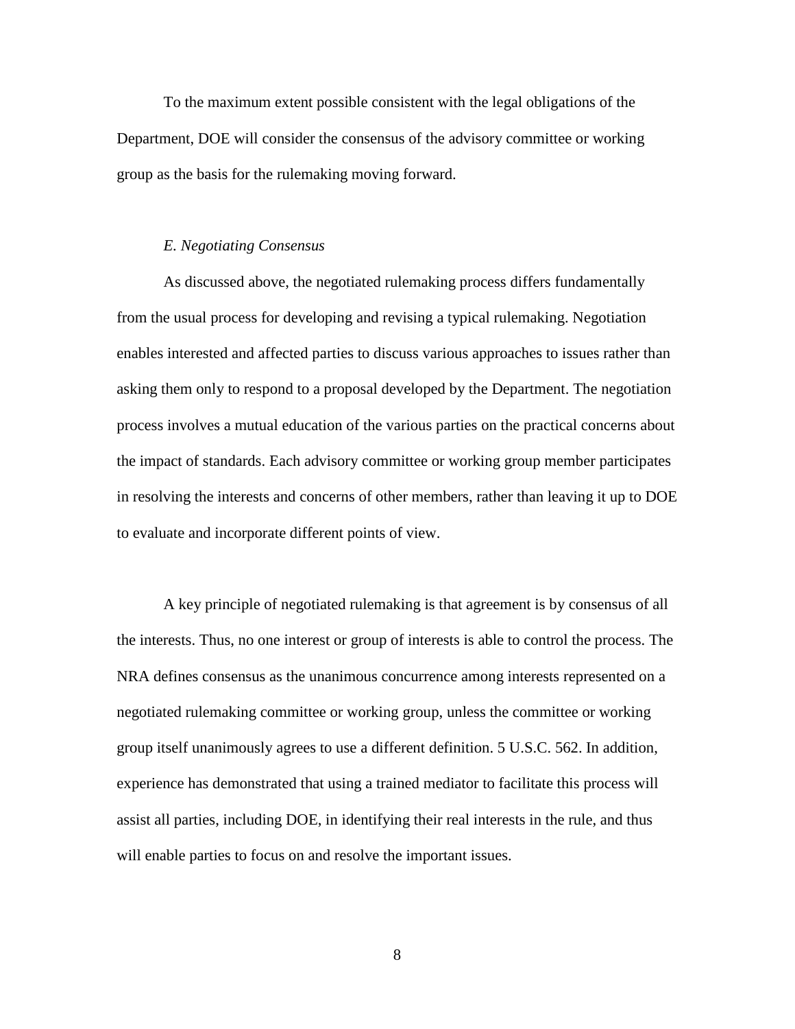To the maximum extent possible consistent with the legal obligations of the Department, DOE will consider the consensus of the advisory committee or working group as the basis for the rulemaking moving forward.

### *E. Negotiating Consensus*

As discussed above, the negotiated rulemaking process differs fundamentally from the usual process for developing and revising a typical rulemaking. Negotiation enables interested and affected parties to discuss various approaches to issues rather than asking them only to respond to a proposal developed by the Department. The negotiation process involves a mutual education of the various parties on the practical concerns about the impact of standards. Each advisory committee or working group member participates in resolving the interests and concerns of other members, rather than leaving it up to DOE to evaluate and incorporate different points of view.

A key principle of negotiated rulemaking is that agreement is by consensus of all the interests. Thus, no one interest or group of interests is able to control the process. The NRA defines consensus as the unanimous concurrence among interests represented on a negotiated rulemaking committee or working group, unless the committee or working group itself unanimously agrees to use a different definition. 5 U.S.C. 562. In addition, experience has demonstrated that using a trained mediator to facilitate this process will assist all parties, including DOE, in identifying their real interests in the rule, and thus will enable parties to focus on and resolve the important issues.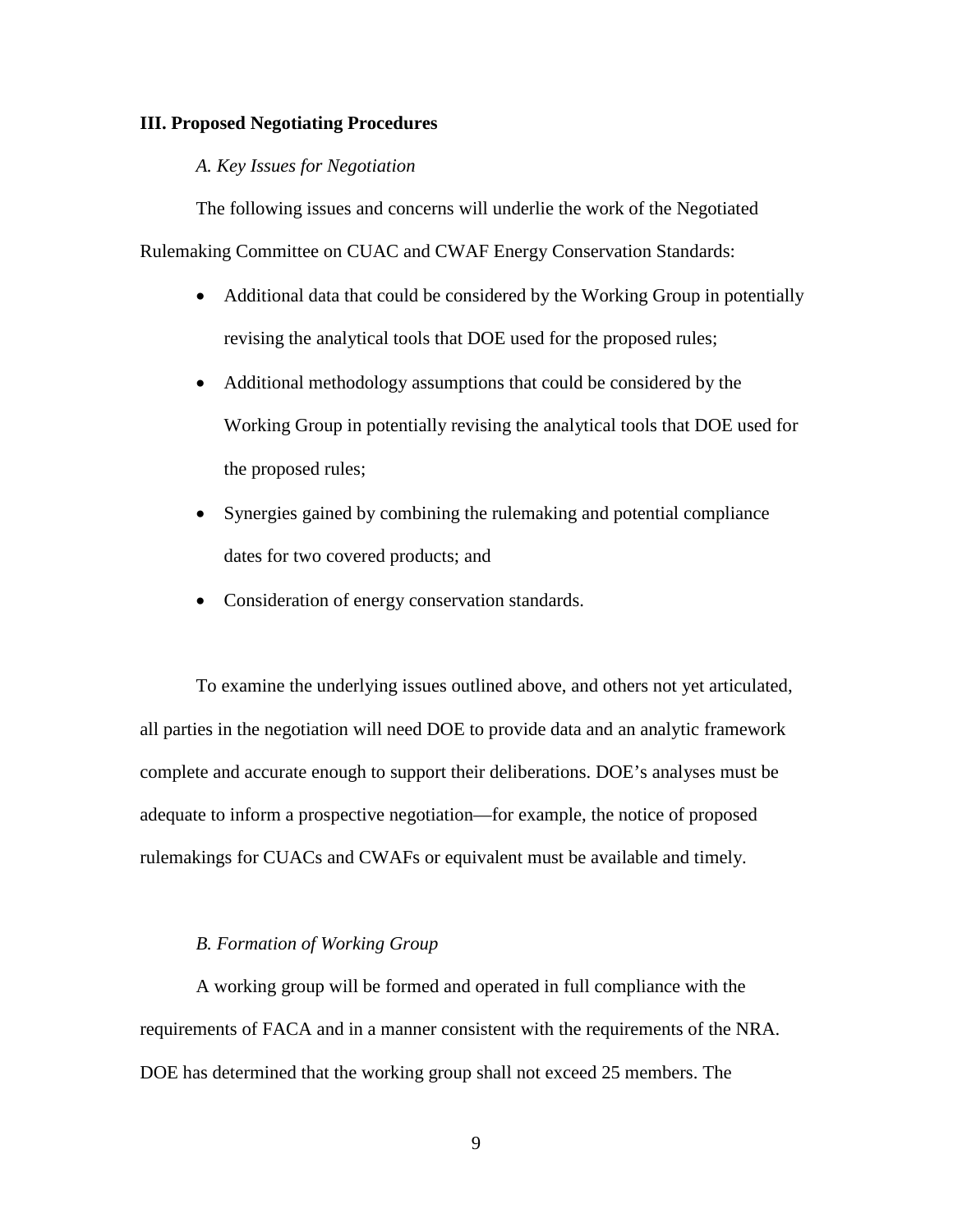## III. Proposed Negotiating Procedures

*A. Key Issues for Negotiation*

The following issues and concerns will underlie the work of the Negotiated Rulemaking Committee on CUAC and CWAF Energy Conservation Standards:

- Additional data that could be considered by the Working Group in potentially revising the analytical tools that DOE used for the proposed rules;
- Additional methodology assumptions that could be considered by the Working Group in potentially revising the analytical tools that DOE used for the proposed rules;
- Synergies gained by combining the rulemaking and potential compliance dates for two covered products; and
- Consideration of energy conservation standards.

To examine the underlying issues outlined above, and others not yet articulated, all parties in the negotiation will need DOE to provide data and an analytic framework complete and accurate enough to support their deliberations. DOE's analyses must be adequate to inform a prospective negotiation—for example, the notice of proposed rulemakings for CUACs and CWAFs or equivalent must be available and timely.

*B. Formation of Working Group*

A working group will be formed and operated in full compliance with the requirements of FACA and in a manner consistent with the requirements of the NRA. DOE has determined that the working group shall not exceed 25 members. The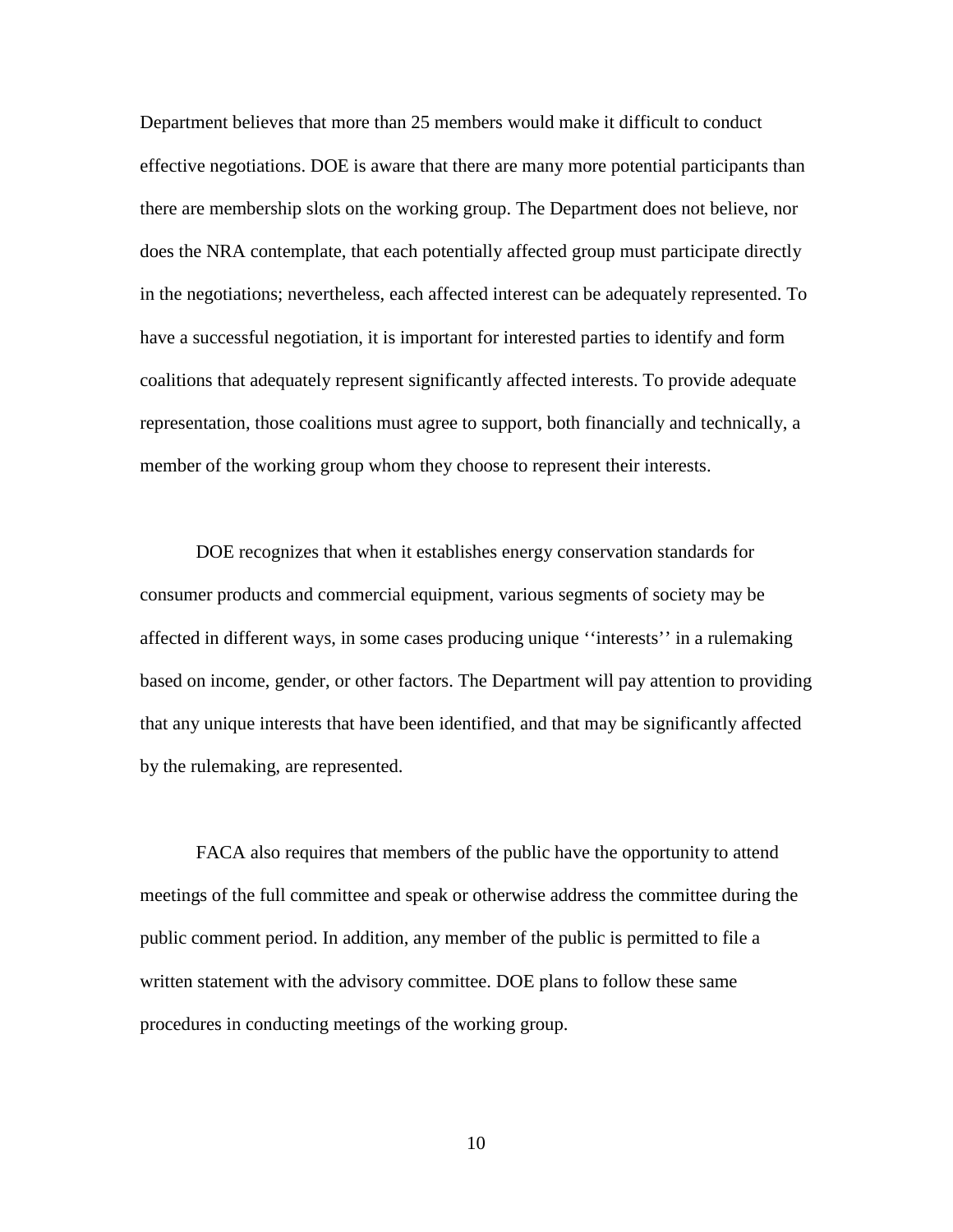Department believes that more than 25 members would make it difficult to conduct effective negotiations. DOE is aware that there are many more potential participants than there are membership slots on the working group. The Department does not believe, nor does the NRA contemplate, that each potentially affected group must participate directly in the negotiations; nevertheless, each affected interest can be adequately represented. To have a successful negotiation, it is important for interested parties to identify and form coalitions that adequately represent significantly affected interests. To provide adequate representation, those coalitions must agree to support, both financially and technically, a member of the working group whom they choose to represent their interests.

DOE recognizes that when it establishes energy conservation standards for consumer products and commercial equipment, various segments of society may be affected in different ways, in some cases producing unique ''interests'' in a rulemaking based on income, gender, or other factors. The Department will pay attention to providing that any unique interests that have been identified, and that may be significantly affected by the rulemaking, are represented.

FACA also requires that members of the public have the opportunity to attend meetings of the full committee and speak or otherwise address the committee during the public comment period. In addition, any member of the public is permitted to file a written statement with the advisory committee. DOE plans to follow these same procedures in conducting meetings of the working group.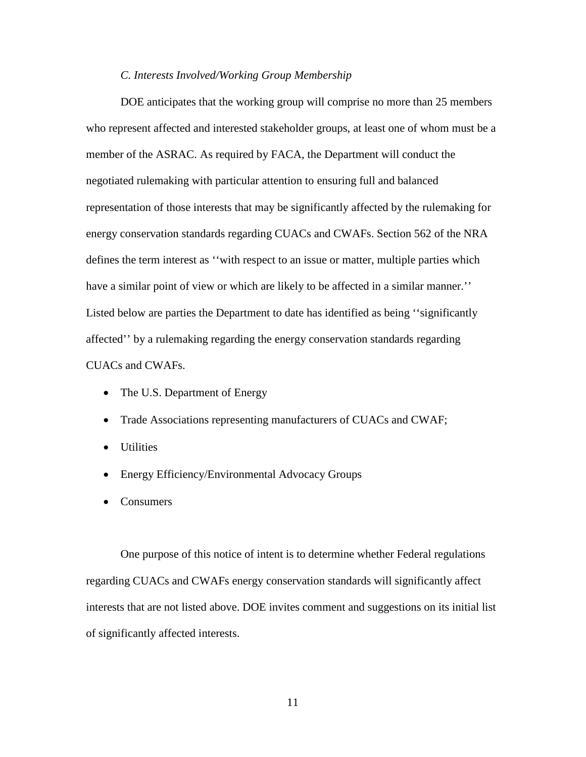*C. Interests Involved/Working Group Membership*

DOE anticipates that the working group will comprise no more than 25 members who represent affected and interested stakeholder groups, at least one of whom must be a member of the ASRAC. As required by FACA, the Department will conduct the negotiated rulemaking with particular attention to ensuring full and balanced representation of those interests that may be significantly affected by the rulemaking for energy conservation standards regarding CUACs and CWAFs. Section 562 of the NRA defines the term interest as ''with respect to an issue or matter, multiple parties which have a similar point of view or which are likely to be affected in a similar manner.'' Listed below are parties the Department to date has identified as being ''significantly affected'' by a rulemaking regarding the energy conservation standards regarding CUACs and CWAFs.

- The U.S. Department of Energy
- Trade Associations representing manufacturers of CUACs and CWAF;
- Utilities
- Energy Efficiency/Environmental Advocacy Groups
- Consumers

One purpose of this notice of intent is to determine whether Federal regulations regarding CUACs and CWAFs energy conservation standards will significantly affect interests that are not listed above. DOE invites comment and suggestions on its initial list of significantly affected interests.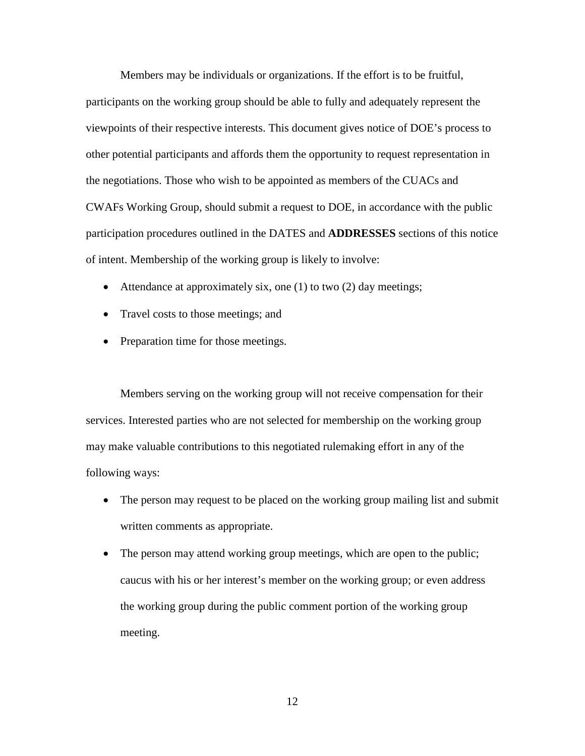Members may be individuals or organizations. If the effort is to be fruitful, participants on the working group should be able to fully and adequately represent the viewpoints of their respective interests. This document gives notice of DOE's process to other potential participants and affords them the opportunity to request representation in the negotiations. Those who wish to be appointed as members of the CUACs and CWAFs Working Group, should submit a request to DOE, in accordance with the public participation procedures outlined in the DATES and **ADDRESSES** sections of this notice of intent. Membership of the working group is likely to involve:

- Attendance at approximately six, one (1) to two (2) day meetings;
- Travel costs to those meetings; and
- Preparation time for those meetings.

Members serving on the working group will not receive compensation for their services. Interested parties who are not selected for membership on the working group may make valuable contributions to this negotiated rulemaking effort in any of the following ways:

- The person may request to be placed on the working group mailing list and submit written comments as appropriate.
- The person may attend working group meetings, which are open to the public; caucus with his or her interest's member on the working group; or even address the working group during the public comment portion of the working group meeting.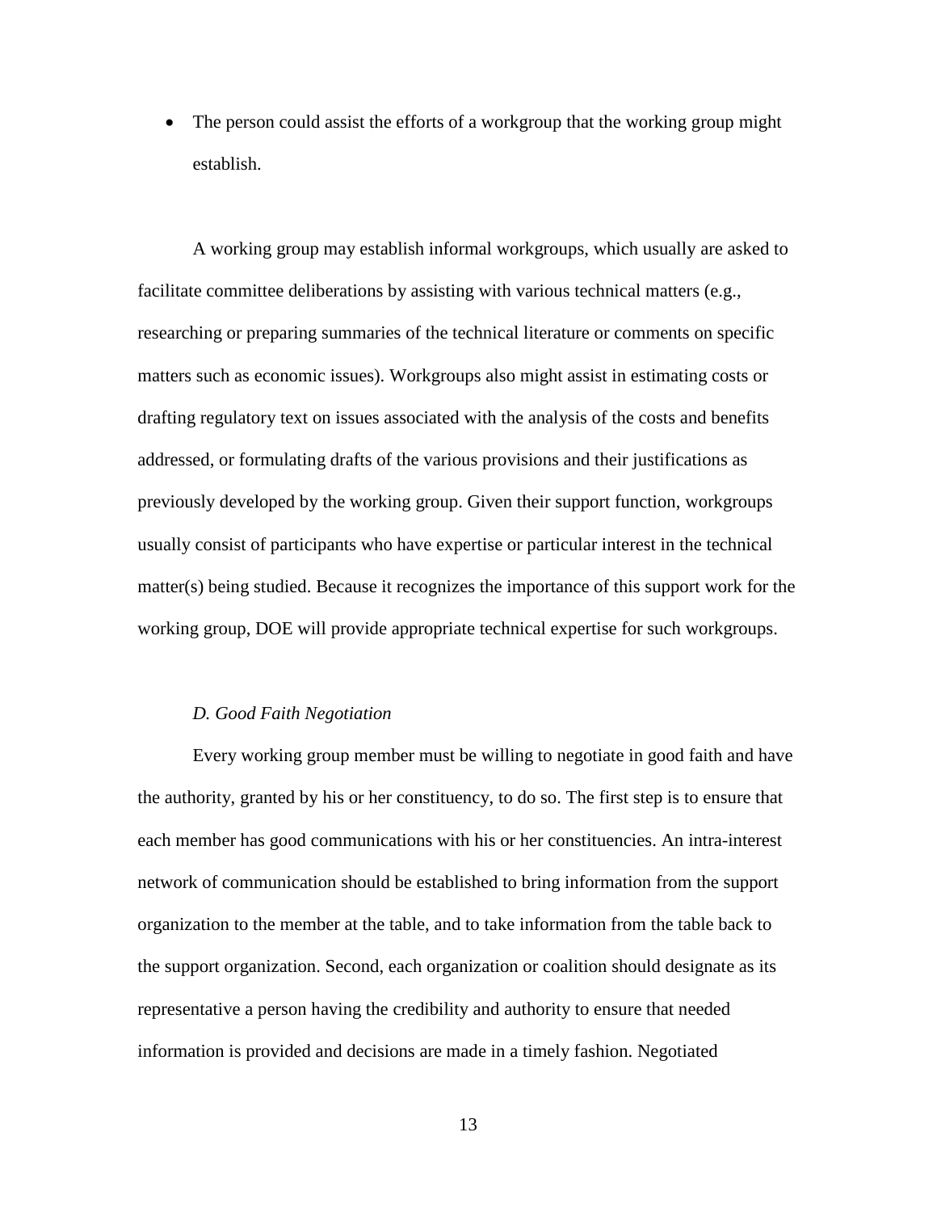- The person could assist the efforts of a workgroup that the working group might establish.

A working group may establish informal workgroups, which usually are asked to facilitate committee deliberations by assisting with various technical matters (e.g., researching or preparing summaries of the technical literature or comments on specific matters such as economic issues). Workgroups also might assist in estimating costs or drafting regulatory text on issues associated with the analysis of the costs and benefits addressed, or formulating drafts of the various provisions and their justifications as previously developed by the working group. Given their support function, workgroups usually consist of participants who have expertise or particular interest in the technical matter(s) being studied. Because it recognizes the importance of this support work for the working group, DOE will provide appropriate technical expertise for such workgroups.

*D. Good Faith Negotiation*

Every working group member must be willing to negotiate in good faith and have the authority, granted by his or her constituency, to do so. The first step is to ensure that each member has good communications with his or her constituencies. An intra-interest network of communication should be established to bring information from the support organization to the member at the table, and to take information from the table back to the support organization. Second, each organization or coalition should designate as its representative a person having the credibility and authority to ensure that needed information is provided and decisions are made in a timely fashion. Negotiated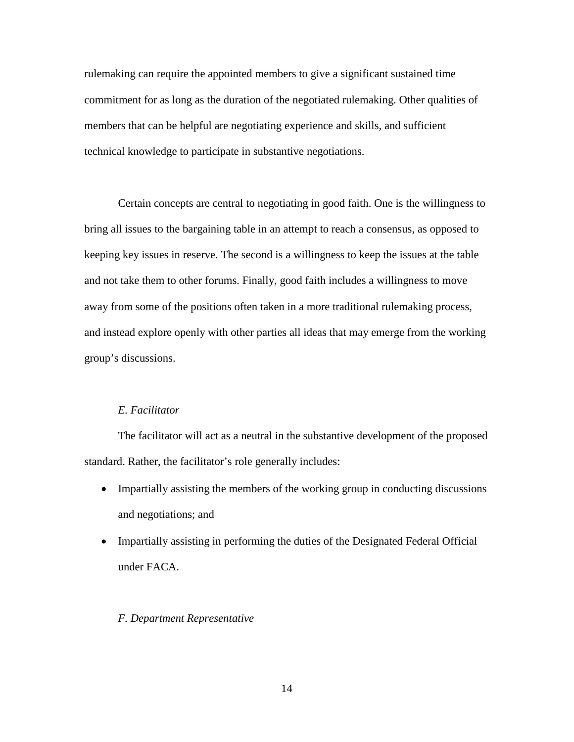rulemaking can require the appointed members to give a significant sustained time commitment for as long as the duration of the negotiated rulemaking. Other qualities of members that can be helpful are negotiating experience and skills, and sufficient technical knowledge to participate in substantive negotiations.

Certain concepts are central to negotiating in good faith. One is the willingness to bring all issues to the bargaining table in an attempt to reach a consensus, as opposed to keeping key issues in reserve. The second is a willingness to keep the issues at the table and not take them to other forums. Finally, good faith includes a willingness to move away from some of the positions often taken in a more traditional rulemaking process, and instead explore openly with other parties all ideas that may emerge from the working group's discussions.

*E. Facilitator*

The facilitator will act as a neutral in the substantive development of the proposed standard. Rather, the facilitator's role generally includes:

- Impartially assisting the members of the working group in conducting discussions and negotiations; and
- Impartially assisting in performing the duties of the Designated Federal Official under FACA.

*F. Department Representative*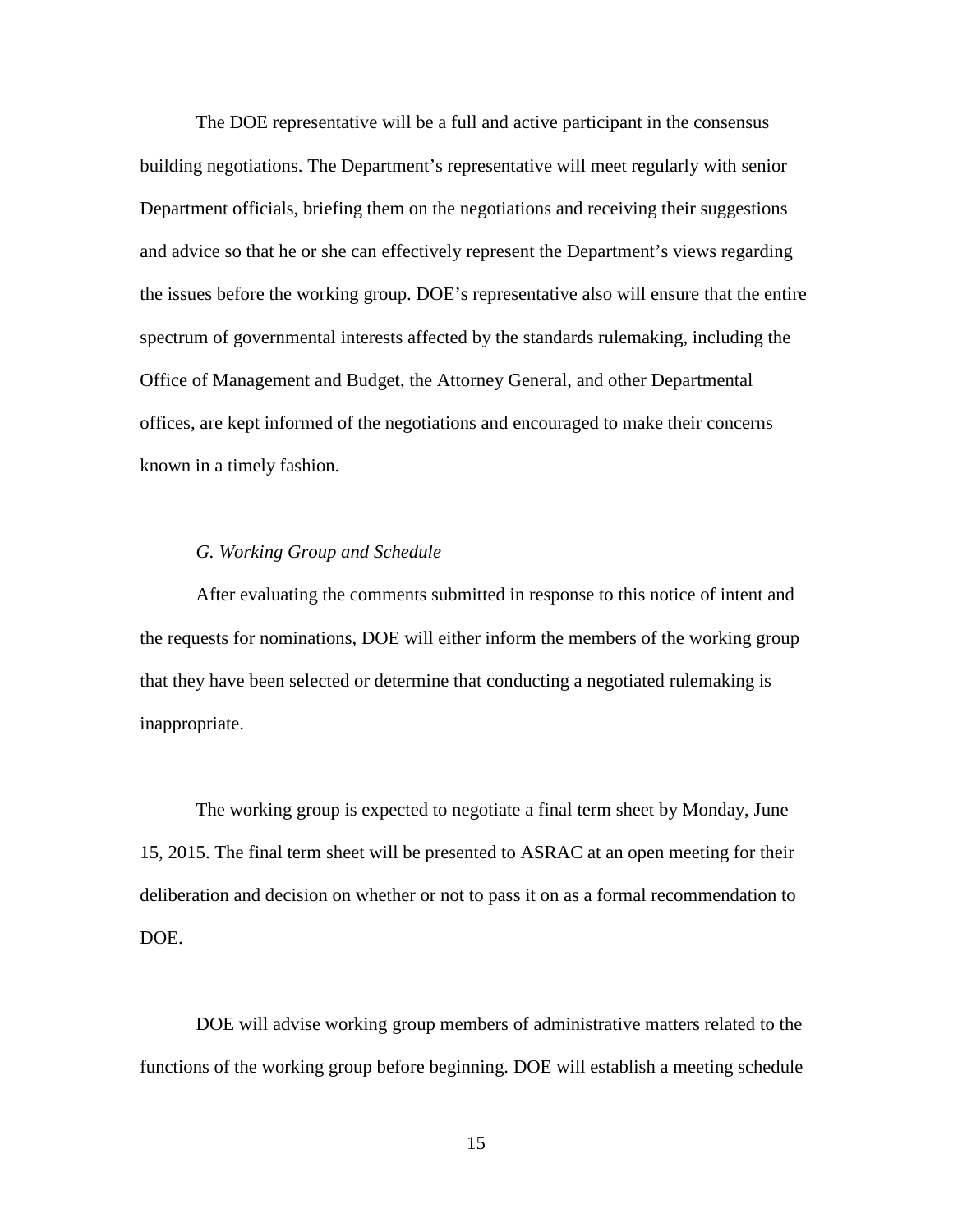The DOE representative will be a full and active participant in the consensus building negotiations. The Department's representative will meet regularly with senior Department officials, briefing them on the negotiations and receiving their suggestions and advice so that he or she can effectively represent the Department's views regarding the issues before the working group. DOE's representative also will ensure that the entire spectrum of governmental interests affected by the standards rulemaking, including the Office of Management and Budget, the Attorney General, and other Departmental offices, are kept informed of the negotiations and encouraged to make their concerns known in a timely fashion.

*G. Working Group and Schedule*

After evaluating the comments submitted in response to this notice of intent and the requests for nominations, DOE will either inform the members of the working group that they have been selected or determine that conducting a negotiated rulemaking is inappropriate.

The working group is expected to negotiate a final term sheet by Monday, June 15, 2015. The final term sheet will be presented to ASRAC at an open meeting for their deliberation and decision on whether or not to pass it on as a formal recommendation to DOE.

DOE will advise working group members of administrative matters related to the functions of the working group before beginning. DOE will establish a meeting schedule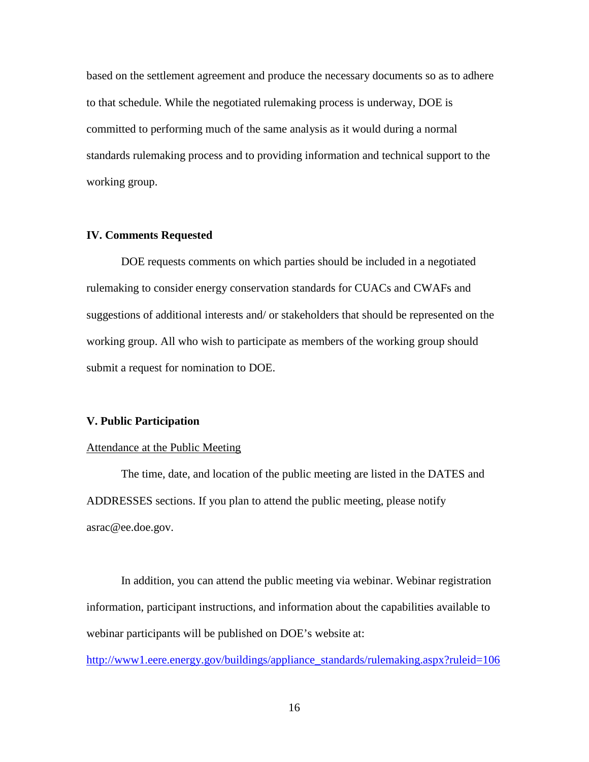based on the settlement agreement and produce the necessary documents so as to adhere to that schedule. While the negotiated rulemaking process is underway, DOE is committed to performing much of the same analysis as it would during a normal standards rulemaking process and to providing information and technical support to the working group.

## IV. Comments Requested

DOE requests comments on which parties should be included in a negotiated rulemaking to consider energy conservation standards for CUACs and CWAFs and suggestions of additional interests and/ or stakeholders that should be represented on the working group. All who wish to participate as members of the working group should submit a request for nomination to DOE.

## V. Public Participation

### Attendance at the Public Meeting

The time, date, and location of the public meeting are listed in the DATES and ADDRESSES sections. If you plan to attend the public meeting, please notify asrac@ee.doe.gov.

In addition, you can attend the public meeting via webinar. Webinar registration information, participant instructions, and information about the capabilities available to webinar participants will be published on DOE's website at: http://www1.eere.energy.gov/buildings/appliance_standards/rulemaking.aspx?ruleid=106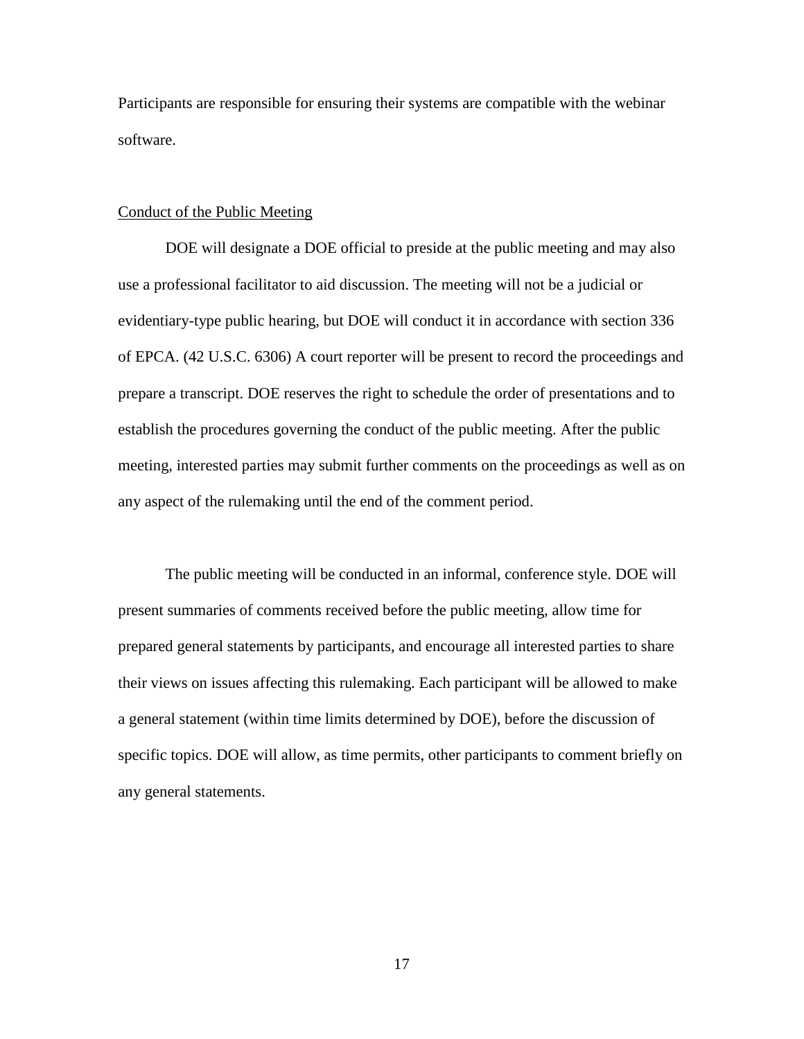Participants are responsible for ensuring their systems are compatible with the webinar software.

Conduct of the Public Meeting

DOE will designate a DOE official to preside at the public meeting and may also use a professional facilitator to aid discussion. The meeting will not be a judicial or evidentiary-type public hearing, but DOE will conduct it in accordance with section 336 of EPCA. (42 U.S.C. 6306) A court reporter will be present to record the proceedings and prepare a transcript. DOE reserves the right to schedule the order of presentations and to establish the procedures governing the conduct of the public meeting. After the public meeting, interested parties may submit further comments on the proceedings as well as on any aspect of the rulemaking until the end of the comment period.

The public meeting will be conducted in an informal, conference style. DOE will present summaries of comments received before the public meeting, allow time for prepared general statements by participants, and encourage all interested parties to share their views on issues affecting this rulemaking. Each participant will be allowed to make a general statement (within time limits determined by DOE), before the discussion of specific topics. DOE will allow, as time permits, other participants to comment briefly on any general statements.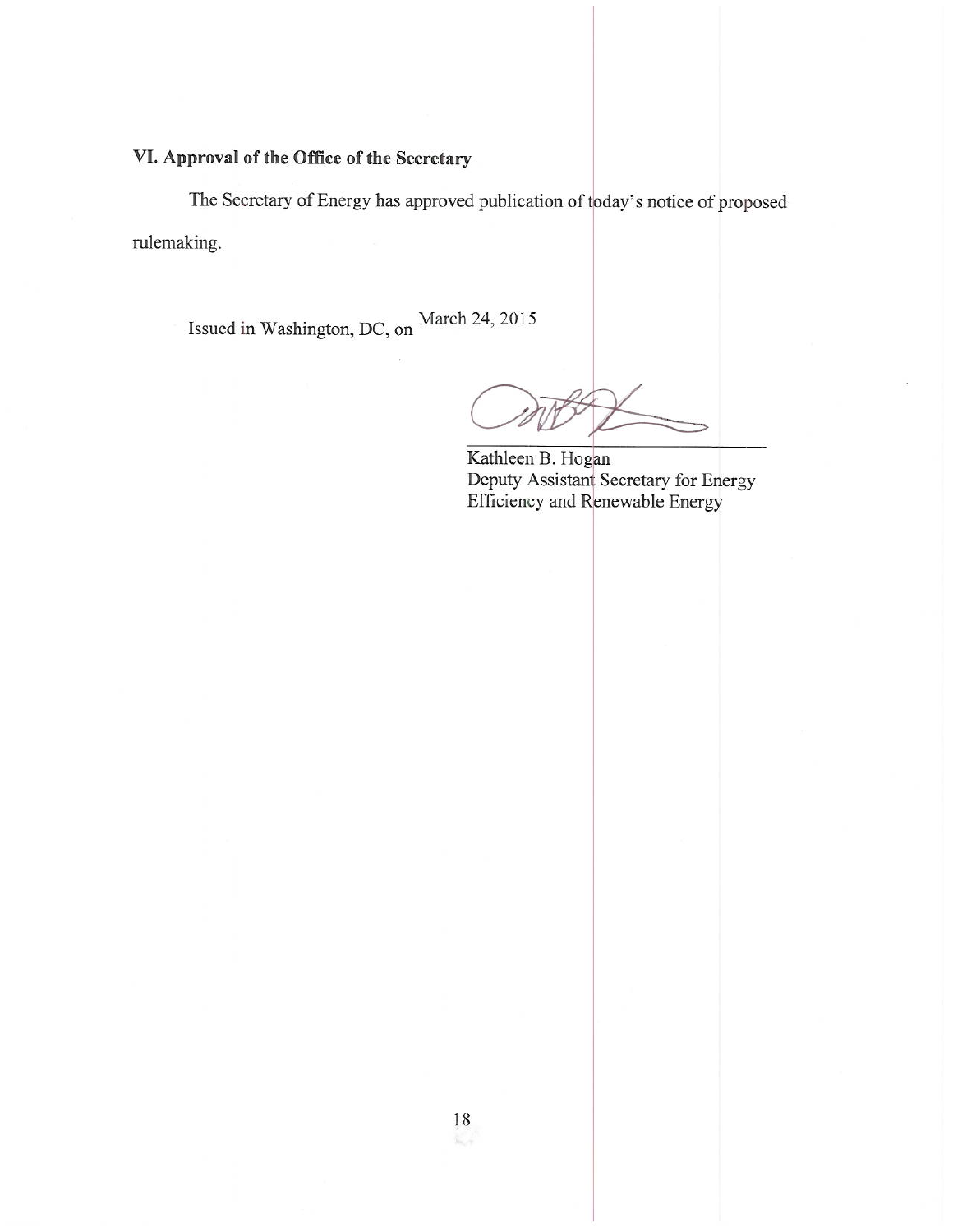## VI. Approval of the Office of the Secretary

The Secretary of Energy has approved publication of today's notice of proposed rulemaking.

Issued in Washington, DC, on March 24, 2015

Kathleen B. Hogan
Deputy Assistant Secretary for Energy
Efficiency and Renewable Energy